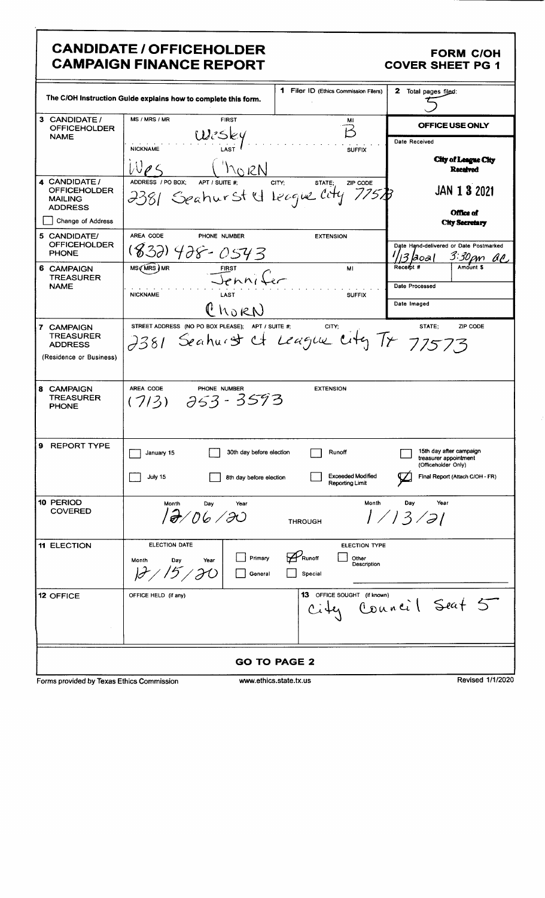# CANDIDATE / OFFICEHOLDER CAMPAIGN FINANCE REPORT

**FORM C/OH**
**COVER SHEET PG 1**

The C/OH Instruction Guide explains how to complete this form.

**1** Filer ID (Ethics Commission Filers):

**2** Total pages filed: 5

**OFFICE USE ONLY**

Date Received: City of League City Received JAN 13 2021 Office of City Secretary

Date Hand-delivered or Date Postmarked: 1/13/2021 3:30pm ac

Receipt #: | Amount $:

Date Processed:

Date Imaged:

**3 CANDIDATE / OFFICEHOLDER NAME**
MS / MRS / MR: 
FIRST: Wesley
MI: B
NICKNAME: Wes
LAST: Thorn
SUFFIX:

**4 CANDIDATE / OFFICEHOLDER MAILING ADDRESS**
ADDRESS / PO BOX; APT / SUITE #; CITY; STATE; ZIP CODE: 2381 Seahurst Ct League City 77573

☐ Change of Address

**5 CANDIDATE/ OFFICEHOLDER PHONE**
AREA CODE: (832) PHONE NUMBER: 428-0543 EXTENSION:

**6 CAMPAIGN TREASURER NAME**
MS / (MRS) / MR
FIRST: Jennifer
MI:
NICKNAME:
LAST: Thorn
SUFFIX:

**7 CAMPAIGN TREASURER ADDRESS (Residence or Business)**
STREET ADDRESS (NO PO BOX PLEASE); APT / SUITE #; CITY; STATE; ZIP CODE: 2381 Seahurst Ct League City Tx 77573

**8 CAMPAIGN TREASURER PHONE**
AREA CODE: (713) PHONE NUMBER: 253-3593 EXTENSION:

**9 REPORT TYPE**
☐ January 15
☐ 30th day before election
☐ Runoff
☐ 15th day after campaign treasurer appointment (Officeholder Only)
☐ July 15
☐ 8th day before election
☐ Exceeded Modified Reporting Limit
☒ Final Report (Attach C/OH - FR)

**10 PERIOD COVERED**
Month Day Year: 12/06/20 THROUGH Month Day Year: 1/13/21

**11 ELECTION**
ELECTION DATE: Month Day Year: 12/15/20
ELECTION TYPE:
☐ Primary
☒ Runoff
☐ Other Description
☐ General
☐ Special

**12 OFFICE**
OFFICE HELD (if any):

**13** OFFICE SOUGHT (if known): City Council Seat 5

**GO TO PAGE 2**

Forms provided by Texas Ethics Commission | www.ethics.state.tx.us | Revised 1/1/2020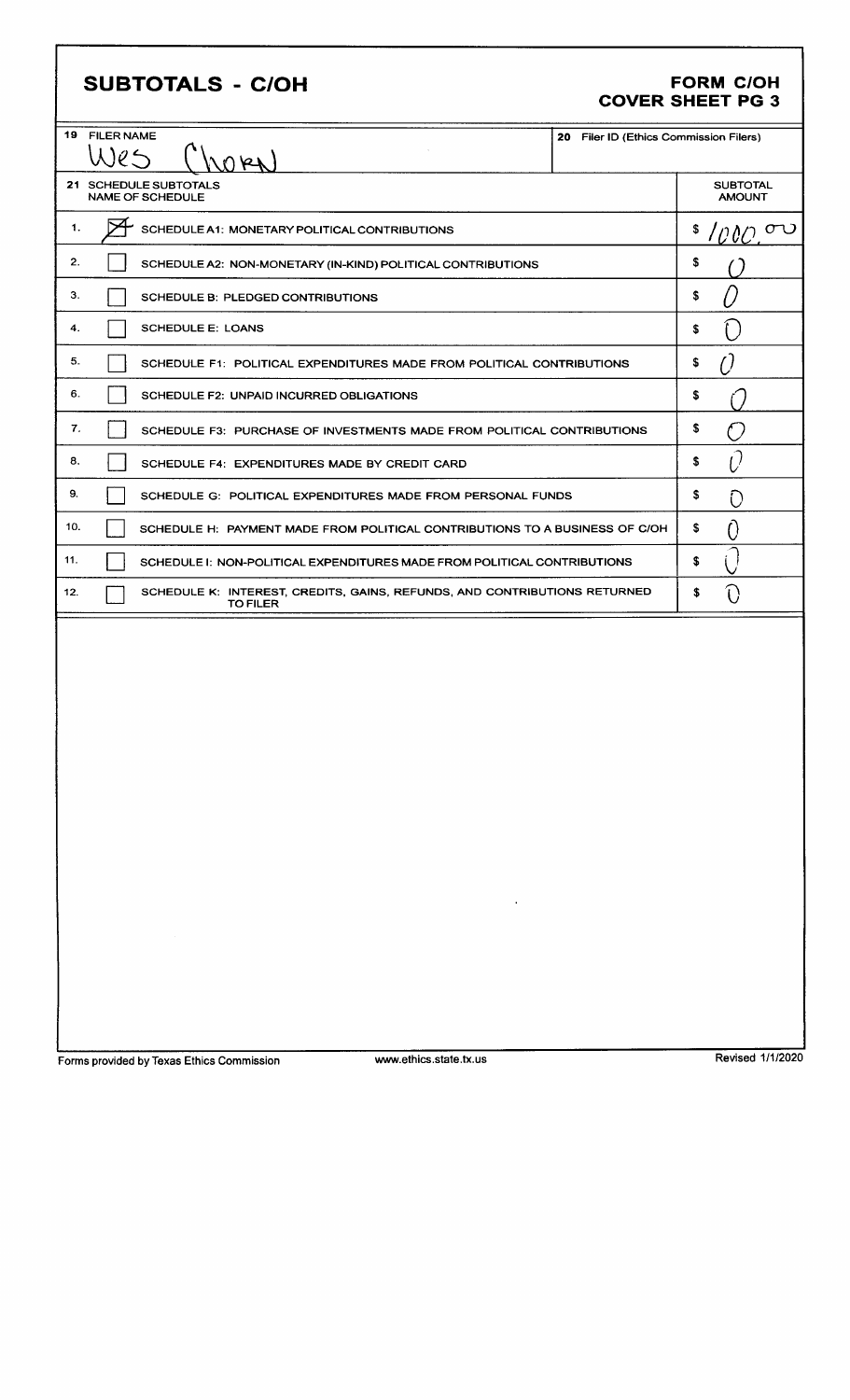# SUBTOTALS - C/OH

**FORM C/OH**
**COVER SHEET PG 3**

| 19 FILER NAME | 20 Filer ID (Ethics Commission Filers) |
|---|---|
| Wes Chorn | |

| 21 SCHEDULE SUBTOTALS NAME OF SCHEDULE | | SUBTOTAL AMOUNT |
|---|---|---|
| 1. | [X] SCHEDULE A1: MONETARY POLITICAL CONTRIBUTIONS | $ 1000.00 |
| 2. | [ ] SCHEDULE A2: NON-MONETARY (IN-KIND) POLITICAL CONTRIBUTIONS | $ 0 |
| 3. | [ ] SCHEDULE B: PLEDGED CONTRIBUTIONS | $ 0 |
| 4. | [ ] SCHEDULE E: LOANS | $ 0 |
| 5. | [ ] SCHEDULE F1: POLITICAL EXPENDITURES MADE FROM POLITICAL CONTRIBUTIONS | $ 0 |
| 6. | [ ] SCHEDULE F2: UNPAID INCURRED OBLIGATIONS | $ 0 |
| 7. | [ ] SCHEDULE F3: PURCHASE OF INVESTMENTS MADE FROM POLITICAL CONTRIBUTIONS | $ 0 |
| 8. | [ ] SCHEDULE F4: EXPENDITURES MADE BY CREDIT CARD | $ 0 |
| 9. | [ ] SCHEDULE G: POLITICAL EXPENDITURES MADE FROM PERSONAL FUNDS | $ 0 |
| 10. | [ ] SCHEDULE H: PAYMENT MADE FROM POLITICAL CONTRIBUTIONS TO A BUSINESS OF C/OH | $ 0 |
| 11. | [ ] SCHEDULE I: NON-POLITICAL EXPENDITURES MADE FROM POLITICAL CONTRIBUTIONS | $ 0 |
| 12. | [ ] SCHEDULE K: INTEREST, CREDITS, GAINS, REFUNDS, AND CONTRIBUTIONS RETURNED TO FILER | $ 0 |

Forms provided by Texas Ethics Commission www.ethics.state.tx.us Revised 1/1/2020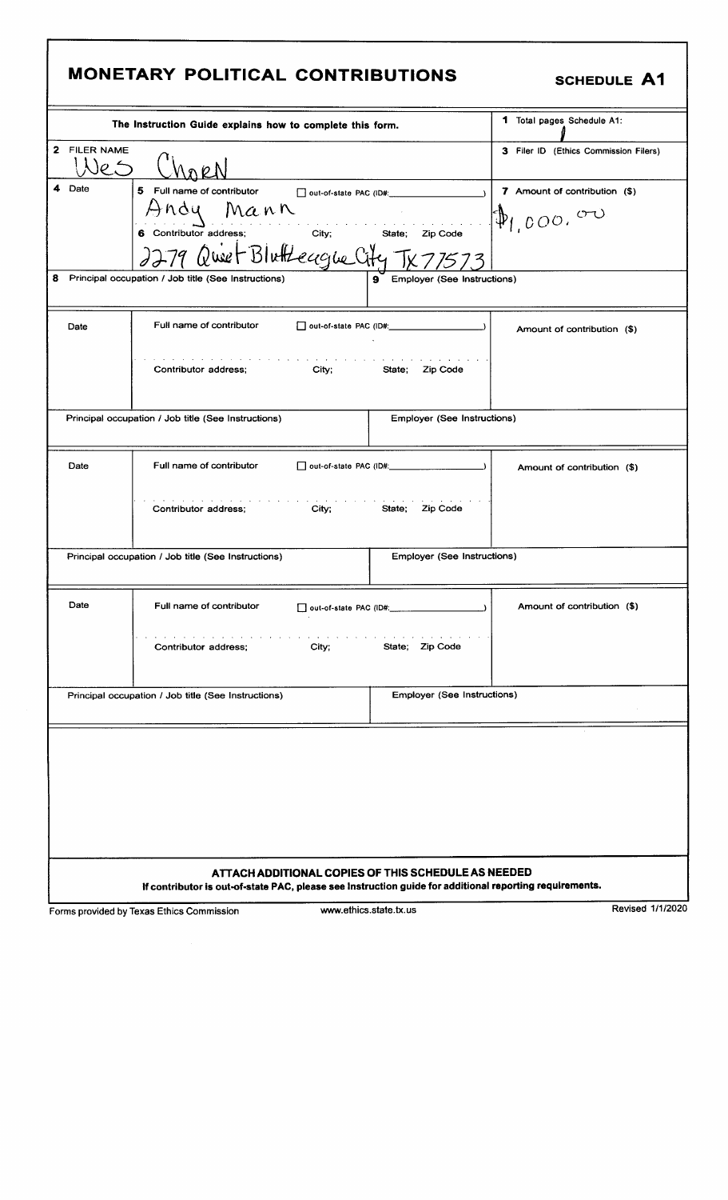# MONETARY POLITICAL CONTRIBUTIONS

**SCHEDULE A1**

| The Instruction Guide explains how to complete this form. | | 1 Total pages Schedule A1: 1 |
|---|---|---|
| **2** FILER NAME Wes Chorn | | **3** Filer ID (Ethics Commission Filers) |
| **4** Date | **5** Full name of contributor ☐ out-of-state PAC (ID#: ) Andy Mann<br>**6** Contributor address; City; State; Zip Code 2279 Quiet Bluff League City TX 77573 | **7** Amount of contribution ($) $1,000.00 |
| **8** Principal occupation / Job title (See Instructions) | **9** Employer (See Instructions) | |
| Date | Full name of contributor ☐ out-of-state PAC (ID#: )<br>Contributor address; City; State; Zip Code | Amount of contribution ($) |
| Principal occupation / Job title (See Instructions) | Employer (See Instructions) | |
| Date | Full name of contributor ☐ out-of-state PAC (ID#: )<br>Contributor address; City; State; Zip Code | Amount of contribution ($) |
| Principal occupation / Job title (See Instructions) | Employer (See Instructions) | |
| Date | Full name of contributor ☐ out-of-state PAC (ID#: )<br>Contributor address; City; State; Zip Code | Amount of contribution ($) |
| Principal occupation / Job title (See Instructions) | Employer (See Instructions) | |

**ATTACH ADDITIONAL COPIES OF THIS SCHEDULE AS NEEDED**

**If contributor is out-of-state PAC, please see Instruction guide for additional reporting requirements.**

Forms provided by Texas Ethics Commission www.ethics.state.tx.us Revised 1/1/2020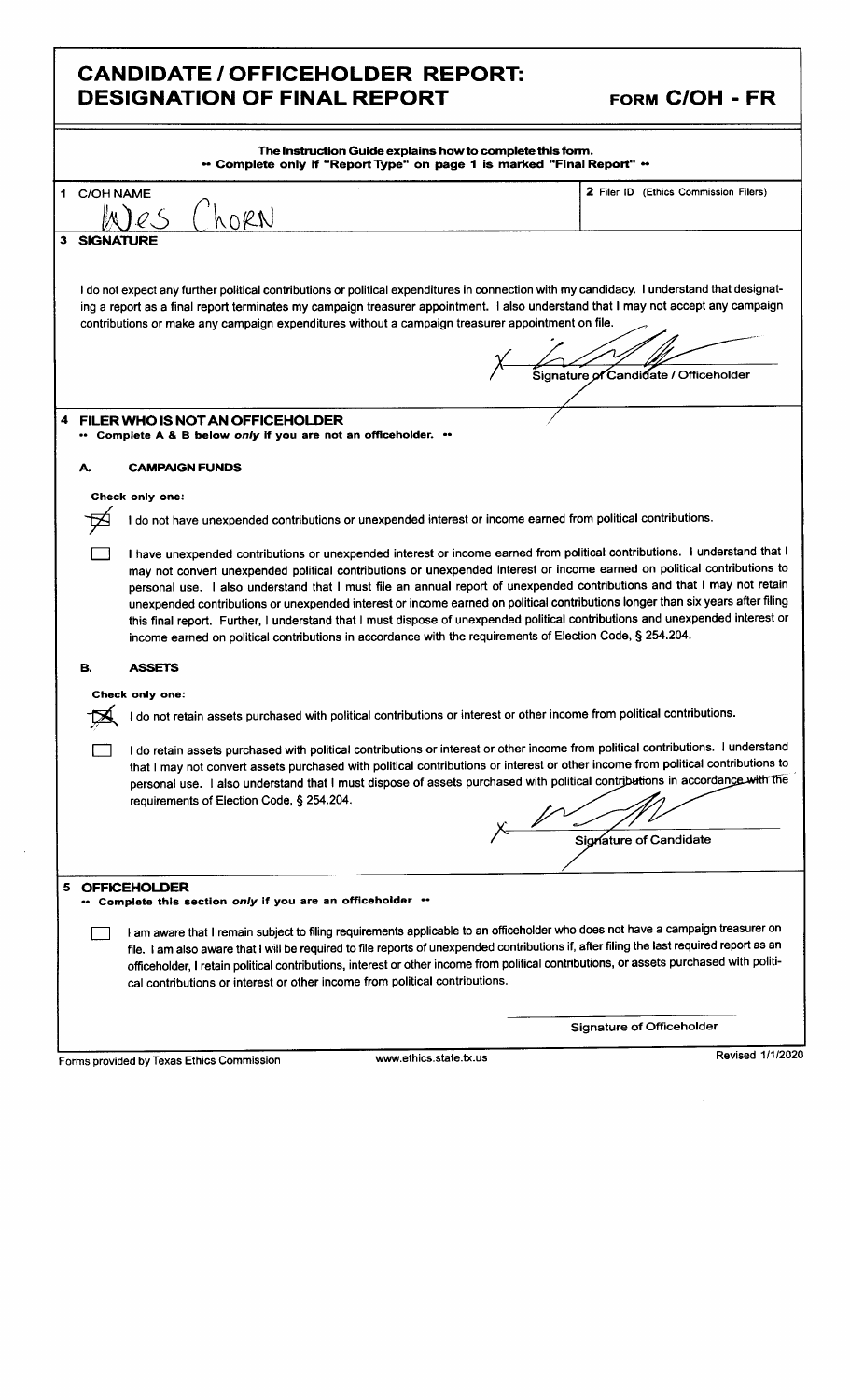# CANDIDATE / OFFICEHOLDER REPORT: DESIGNATION OF FINAL REPORT

**FORM C/OH - FR**

**The Instruction Guide explains how to complete this form.**
**•• Complete only if "Report Type" on page 1 is marked "Final Report" ••**

**1 C/OH NAME**

Wes Chorn

**2 Filer ID (Ethics Commission Filers)**

**3 SIGNATURE**

I do not expect any further political contributions or political expenditures in connection with my candidacy. I understand that designating a report as a final report terminates my campaign treasurer appointment. I also understand that I may not accept any campaign contributions or make any campaign expenditures without a campaign treasurer appointment on file.

X [signature]

Signature of Candidate / Officeholder

**4 FILER WHO IS NOT AN OFFICEHOLDER**
**•• Complete A & B below *only* if you are not an officeholder. ••**

**A. CAMPAIGN FUNDS**

**Check only one:**

- [x] I do not have unexpended contributions or unexpended interest or income earned from political contributions.
- [ ] I have unexpended contributions or unexpended interest or income earned from political contributions. I understand that I may not convert unexpended political contributions or unexpended interest or income earned on political contributions to personal use. I also understand that I must file an annual report of unexpended contributions and that I may not retain unexpended contributions or unexpended interest or income earned on political contributions longer than six years after filing this final report. Further, I understand that I must dispose of unexpended political contributions and unexpended interest or income earned on political contributions in accordance with the requirements of Election Code, § 254.204.

**B. ASSETS**

**Check only one:**

- [x] I do not retain assets purchased with political contributions or interest or other income from political contributions.
- [ ] I do retain assets purchased with political contributions or interest or other income from political contributions. I understand that I may not convert assets purchased with political contributions or interest or other income from political contributions to personal use. I also understand that I must dispose of assets purchased with political contributions in accordance with the requirements of Election Code, § 254.204.

X [signature]

Signature of Candidate

**5 OFFICEHOLDER**
**•• Complete this section *only* if you are an officeholder ••**

- [ ] I am aware that I remain subject to filing requirements applicable to an officeholder who does not have a campaign treasurer on file. I am also aware that I will be required to file reports of unexpended contributions if, after filing the last required report as an officeholder, I retain political contributions, interest or other income from political contributions, or assets purchased with political contributions or interest or other income from political contributions.

Signature of Officeholder

Forms provided by Texas Ethics Commission www.ethics.state.tx.us Revised 1/1/2020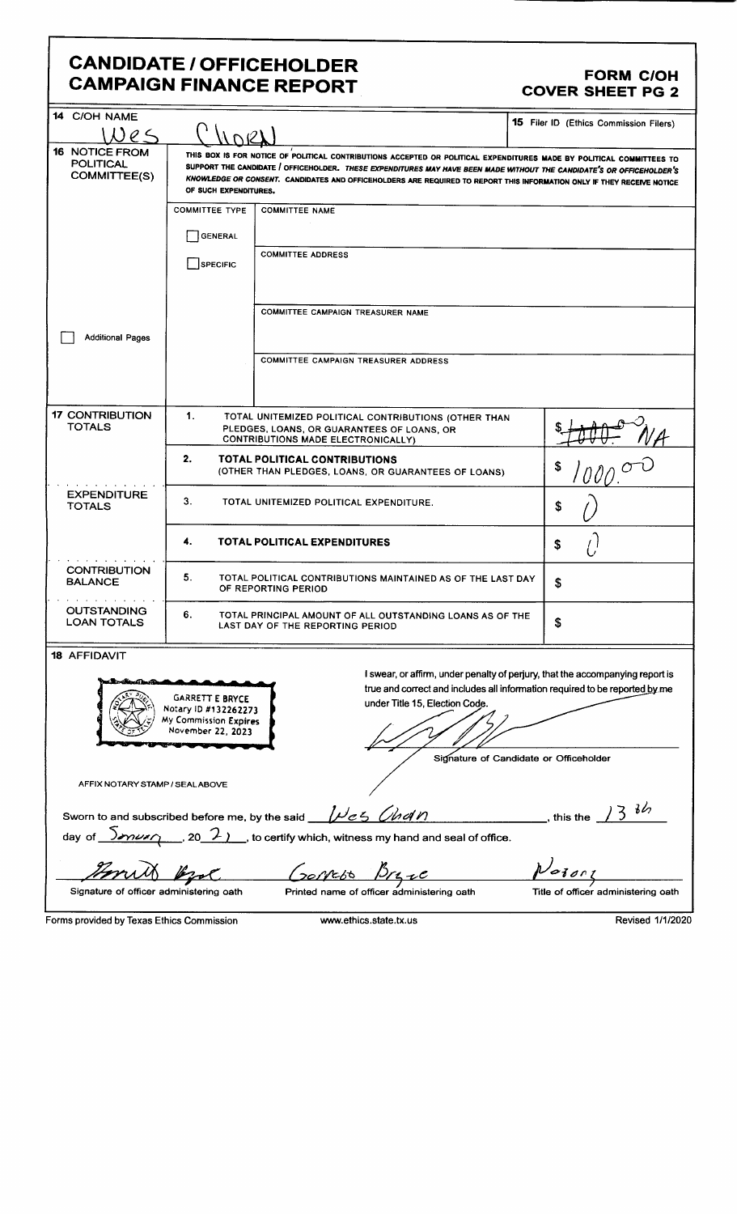# CANDIDATE / OFFICEHOLDER CAMPAIGN FINANCE REPORT

**FORM C/OH COVER SHEET PG 2**

| | | | |
|---|---|---|---|
| **14** C/OH NAME | Wes Chen | | **15** Filer ID (Ethics Commission Filers) |
| **16** NOTICE FROM POLITICAL COMMITTEE(S) | THIS BOX IS FOR NOTICE OF POLITICAL CONTRIBUTIONS ACCEPTED OR POLITICAL EXPENDITURES MADE BY POLITICAL COMMITTEES TO SUPPORT THE CANDIDATE / OFFICEHOLDER. *THESE EXPENDITURES MAY HAVE BEEN MADE WITHOUT THE CANDIDATE'S OR OFFICEHOLDER'S KNOWLEDGE OR CONSENT.* CANDIDATES AND OFFICEHOLDERS ARE REQUIRED TO REPORT THIS INFORMATION ONLY IF THEY RECEIVE NOTICE OF SUCH EXPENDITURES. | | |
| | COMMITTEE TYPE | COMMITTEE NAME | |
| | ☐ GENERAL | | |
| | ☐ SPECIFIC | COMMITTEE ADDRESS | |
| | | COMMITTEE CAMPAIGN TREASURER NAME | |
| ☐ Additional Pages | | COMMITTEE CAMPAIGN TREASURER ADDRESS | |

| | | | |
|---|---|---|---|
| **17** CONTRIBUTION TOTALS | 1. | TOTAL UNITEMIZED POLITICAL CONTRIBUTIONS (OTHER THAN PLEDGES, LOANS, OR GUARANTEES OF LOANS, OR CONTRIBUTIONS MADE ELECTRONICALLY) | $ ~~1000.00~~ NA |
| | 2. | **TOTAL POLITICAL CONTRIBUTIONS** (OTHER THAN PLEDGES, LOANS, OR GUARANTEES OF LOANS) | $ 1000.00 |
| EXPENDITURE TOTALS | 3. | TOTAL UNITEMIZED POLITICAL EXPENDITURE. | $ 0 |
| | 4. | **TOTAL POLITICAL EXPENDITURES** | $ 0 |
| CONTRIBUTION BALANCE | 5. | TOTAL POLITICAL CONTRIBUTIONS MAINTAINED AS OF THE LAST DAY OF REPORTING PERIOD | $ |
| OUTSTANDING LOAN TOTALS | 6. | TOTAL PRINCIPAL AMOUNT OF ALL OUTSTANDING LOANS AS OF THE LAST DAY OF THE REPORTING PERIOD | $ |

**18** AFFIDAVIT

GARRETT E BRYCE
Notary ID #132262273
My Commission Expires
November 22, 2023

I swear, or affirm, under penalty of perjury, that the accompanying report is true and correct and includes all information required to be reported by me under Title 15, Election Code.

[Signature]

Signature of Candidate or Officeholder

AFFIX NOTARY STAMP / SEAL ABOVE

Sworn to and subscribed before me, by the said Wes Chen, this the 13th day of January, 20 21, to certify which, witness my hand and seal of office.

| | | |
|---|---|---|
| [Signature] | Garrett Bryce | Notary |
| Signature of officer administering oath | Printed name of officer administering oath | Title of officer administering oath |

Forms provided by Texas Ethics Commission | www.ethics.state.tx.us | Revised 1/1/2020